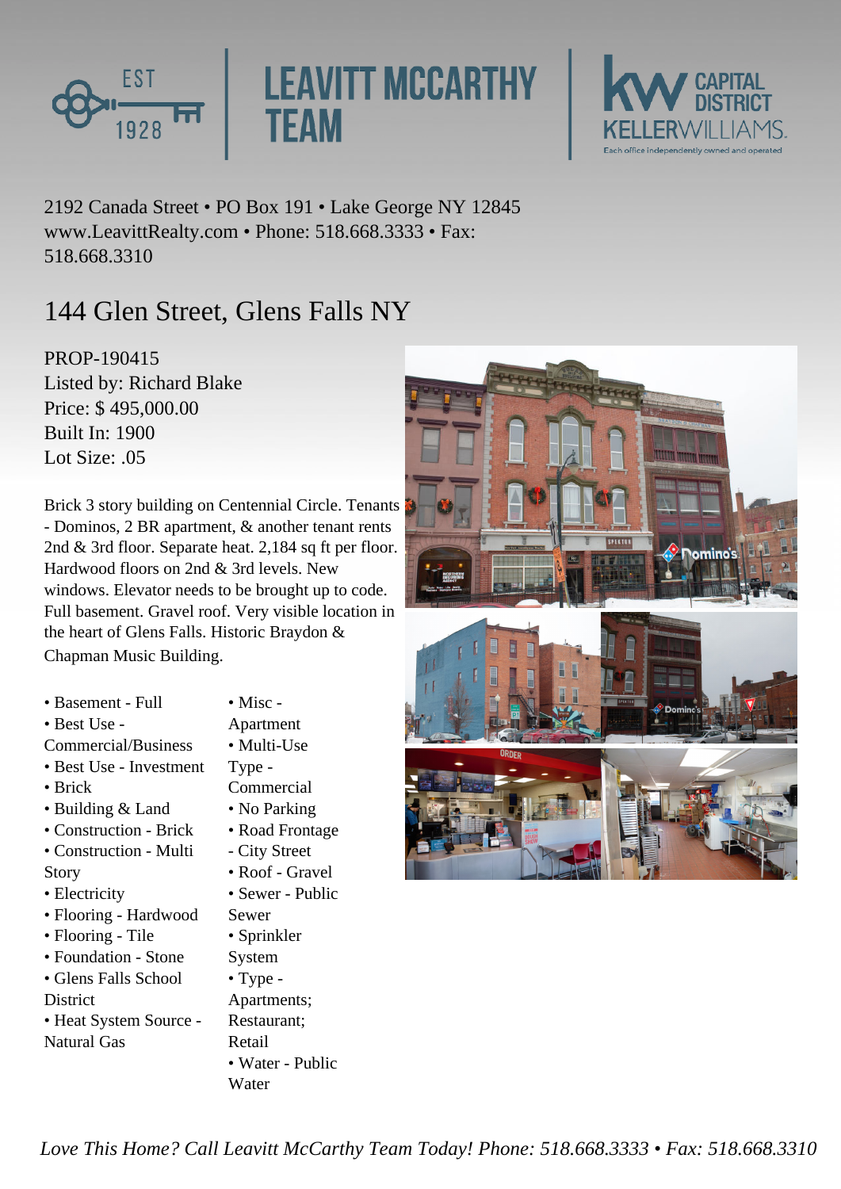EST 1928

# LEAVITT MCCARTHY TEAM

KW CAPITAL DISTRICT KELLERWILLIAMS. Each office independently owned and operated

2192 Canada Street • PO Box 191 • Lake George NY 12845
www.LeavittRealty.com • Phone: 518.668.3333 • Fax: 518.668.3310

## 144 Glen Street, Glens Falls NY

PROP-190415
Listed by: Richard Blake
Price: $ 495,000.00
Built In: 1900
Lot Size: .05

Brick 3 story building on Centennial Circle. Tenants - Dominos, 2 BR apartment, & another tenant rents 2nd & 3rd floor. Separate heat. 2,184 sq ft per floor. Hardwood floors on 2nd & 3rd levels. New windows. Elevator needs to be brought up to code. Full basement. Gravel roof. Very visible location in the heart of Glens Falls. Historic Braydon & Chapman Music Building.

- Basement - Full
- Best Use - Commercial/Business
- Best Use - Investment
- Brick
- Building & Land
- Construction - Brick
- Construction - Multi Story
- Electricity
- Flooring - Hardwood
- Flooring - Tile
- Foundation - Stone
- Glens Falls School District
- Heat System Source - Natural Gas
- Misc - Apartment
- Multi-Use Type - Commercial
- No Parking
- Road Frontage - City Street
- Roof - Gravel
- Sewer - Public Sewer
- Sprinkler System
- Type - Apartments; Restaurant; Retail
- Water - Public Water

*Love This Home? Call Leavitt McCarthy Team Today! Phone: 518.668.3333 • Fax: 518.668.3310*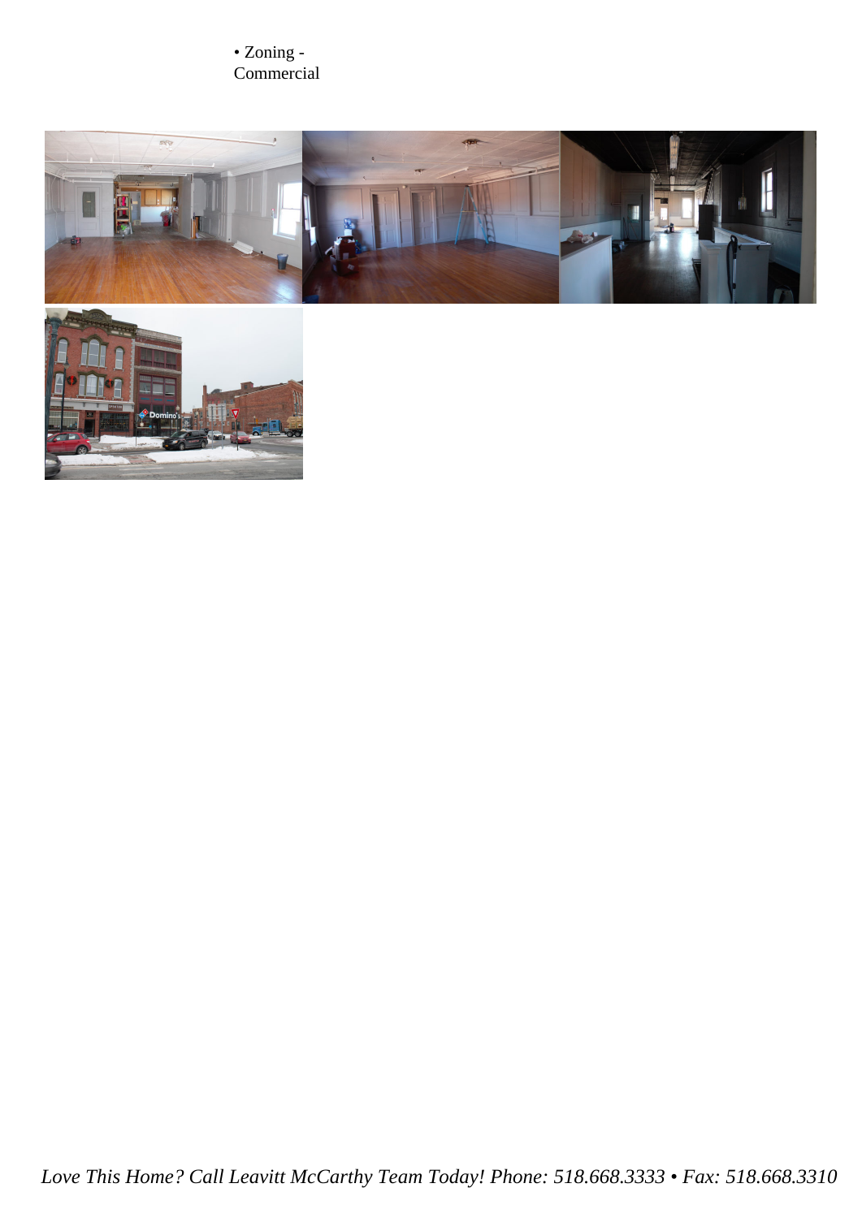• Zoning - Commercial